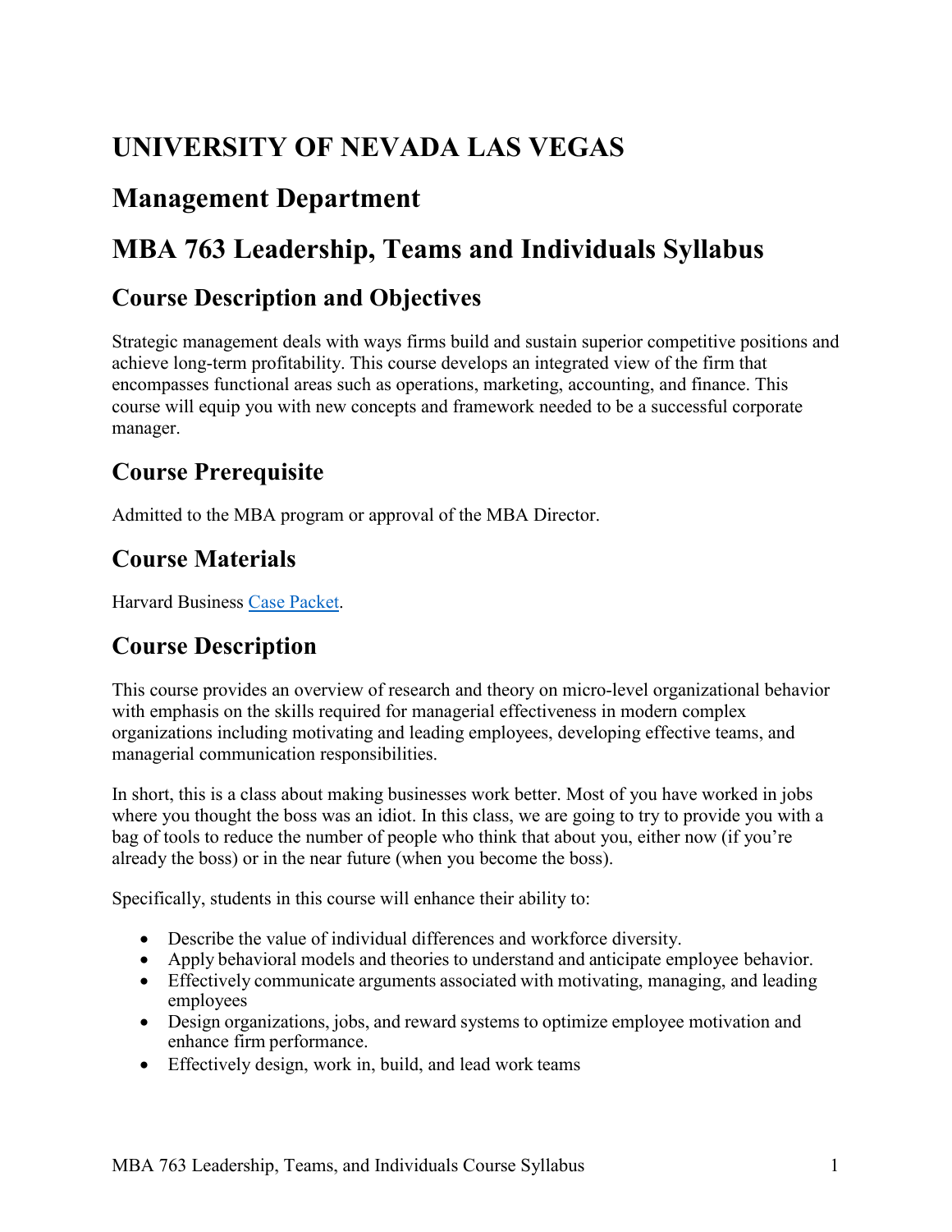# UNIVERSITY OF NEVADA LAS VEGAS

## Management Department

## MBA 763 Leadership, Teams and Individuals Syllabus

### Course Description and Objectives

Strategic management deals with ways firms build and sustain superior competitive positions and achieve long-term profitability. This course develops an integrated view of the firm that encompasses functional areas such as operations, marketing, accounting, and finance. This course will equip you with new concepts and framework needed to be a successful corporate manager.

### Course Prerequisite

Admitted to the MBA program or approval of the MBA Director.

### Course Materials

Harvard Business Case Packet.

### Course Description

This course provides an overview of research and theory on micro-level organizational behavior with emphasis on the skills required for managerial effectiveness in modern complex organizations including motivating and leading employees, developing effective teams, and managerial communication responsibilities.

In short, this is a class about making businesses work better. Most of you have worked in jobs where you thought the boss was an idiot. In this class, we are going to try to provide you with a bag of tools to reduce the number of people who think that about you, either now (if you're already the boss) or in the near future (when you become the boss).

Specifically, students in this course will enhance their ability to:

- Describe the value of individual differences and workforce diversity.
- Apply behavioral models and theories to understand and anticipate employee behavior.
- Effectively communicate arguments associated with motivating, managing, and leading employees
- Design organizations, jobs, and reward systems to optimize employee motivation and enhance firm performance.
- Effectively design, work in, build, and lead work teams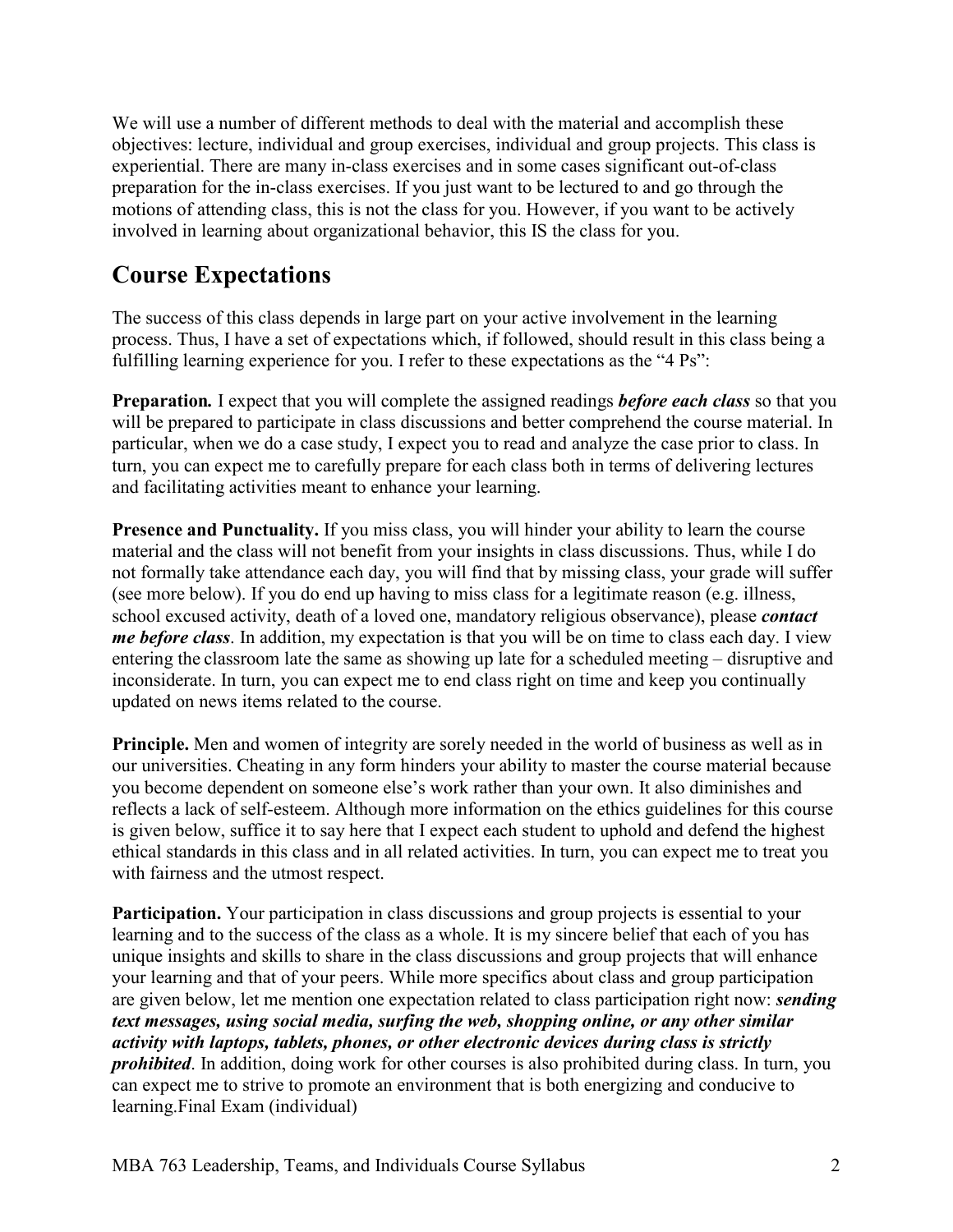We will use a number of different methods to deal with the material and accomplish these objectives: lecture, individual and group exercises, individual and group projects. This class is experiential. There are many in-class exercises and in some cases significant out-of-class preparation for the in-class exercises. If you just want to be lectured to and go through the motions of attending class, this is not the class for you. However, if you want to be actively involved in learning about organizational behavior, this IS the class for you.

## Course Expectations

The success of this class depends in large part on your active involvement in the learning process. Thus, I have a set of expectations which, if followed, should result in this class being a fulfilling learning experience for you. I refer to these expectations as the "4 Ps":

**Preparation.** I expect that you will complete the assigned readings ***before each class*** so that you will be prepared to participate in class discussions and better comprehend the course material. In particular, when we do a case study, I expect you to read and analyze the case prior to class. In turn, you can expect me to carefully prepare for each class both in terms of delivering lectures and facilitating activities meant to enhance your learning.

**Presence and Punctuality.** If you miss class, you will hinder your ability to learn the course material and the class will not benefit from your insights in class discussions. Thus, while I do not formally take attendance each day, you will find that by missing class, your grade will suffer (see more below). If you do end up having to miss class for a legitimate reason (e.g. illness, school excused activity, death of a loved one, mandatory religious observance), please ***contact me before class***. In addition, my expectation is that you will be on time to class each day. I view entering the classroom late the same as showing up late for a scheduled meeting – disruptive and inconsiderate. In turn, you can expect me to end class right on time and keep you continually updated on news items related to the course.

**Principle.** Men and women of integrity are sorely needed in the world of business as well as in our universities. Cheating in any form hinders your ability to master the course material because you become dependent on someone else's work rather than your own. It also diminishes and reflects a lack of self-esteem. Although more information on the ethics guidelines for this course is given below, suffice it to say here that I expect each student to uphold and defend the highest ethical standards in this class and in all related activities. In turn, you can expect me to treat you with fairness and the utmost respect.

**Participation.** Your participation in class discussions and group projects is essential to your learning and to the success of the class as a whole. It is my sincere belief that each of you has unique insights and skills to share in the class discussions and group projects that will enhance your learning and that of your peers. While more specifics about class and group participation are given below, let me mention one expectation related to class participation right now: ***sending text messages, using social media, surfing the web, shopping online, or any other similar activity with laptops, tablets, phones, or other electronic devices during class is strictly prohibited***. In addition, doing work for other courses is also prohibited during class. In turn, you can expect me to strive to promote an environment that is both energizing and conducive to learning.Final Exam (individual)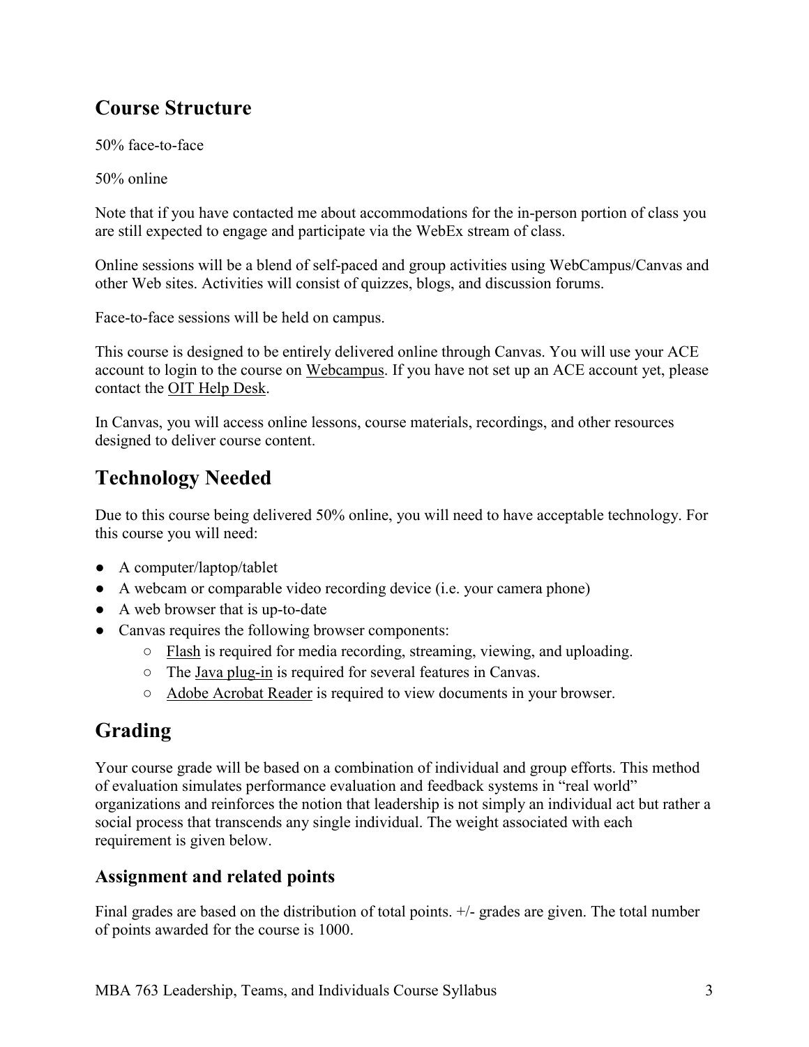## Course Structure

50% face-to-face

50% online

Note that if you have contacted me about accommodations for the in-person portion of class you are still expected to engage and participate via the WebEx stream of class.

Online sessions will be a blend of self-paced and group activities using WebCampus/Canvas and other Web sites. Activities will consist of quizzes, blogs, and discussion forums.

Face-to-face sessions will be held on campus.

This course is designed to be entirely delivered online through Canvas. You will use your ACE account to login to the course on Webcampus. If you have not set up an ACE account yet, please contact the OIT Help Desk.

In Canvas, you will access online lessons, course materials, recordings, and other resources designed to deliver course content.

## Technology Needed

Due to this course being delivered 50% online, you will need to have acceptable technology. For this course you will need:

- A computer/laptop/tablet
- A webcam or comparable video recording device (i.e. your camera phone)
- A web browser that is up-to-date
- Canvas requires the following browser components:
  - Flash is required for media recording, streaming, viewing, and uploading.
  - The Java plug-in is required for several features in Canvas.
  - Adobe Acrobat Reader is required to view documents in your browser.

## Grading

Your course grade will be based on a combination of individual and group efforts. This method of evaluation simulates performance evaluation and feedback systems in "real world" organizations and reinforces the notion that leadership is not simply an individual act but rather a social process that transcends any single individual. The weight associated with each requirement is given below.

### Assignment and related points

Final grades are based on the distribution of total points. +/- grades are given. The total number of points awarded for the course is 1000.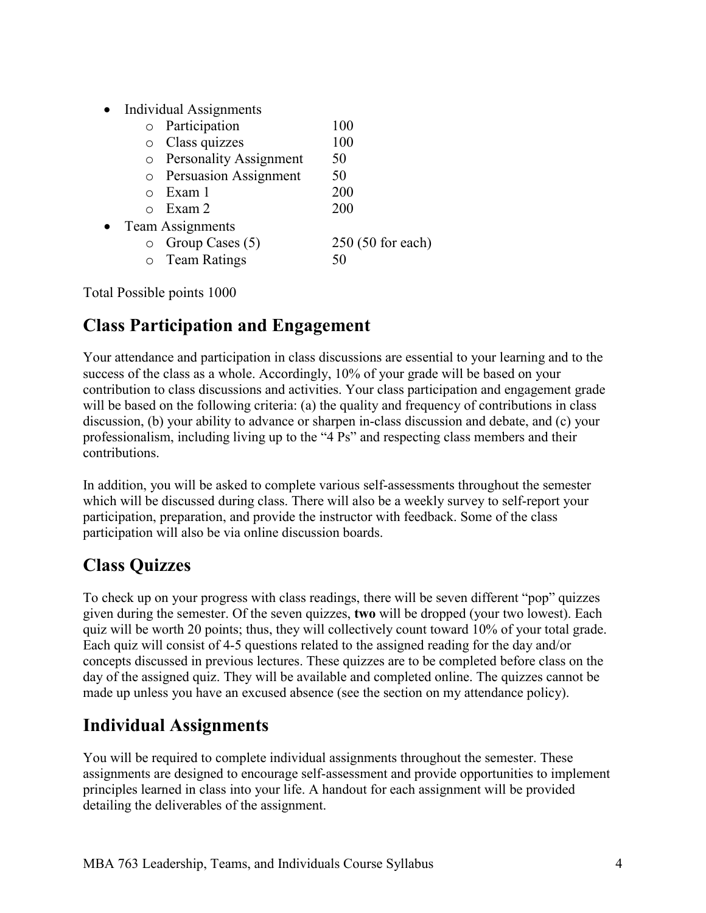- Individual Assignments
  - Participation 100
  - Class quizzes 100
  - Personality Assignment 50
  - Persuasion Assignment 50
  - Exam 1 200
  - Exam 2 200
- Team Assignments
  - Group Cases (5) 250 (50 for each)
  - Team Ratings 50

Total Possible points 1000

## Class Participation and Engagement

Your attendance and participation in class discussions are essential to your learning and to the success of the class as a whole. Accordingly, 10% of your grade will be based on your contribution to class discussions and activities. Your class participation and engagement grade will be based on the following criteria: (a) the quality and frequency of contributions in class discussion, (b) your ability to advance or sharpen in-class discussion and debate, and (c) your professionalism, including living up to the "4 Ps" and respecting class members and their contributions.

In addition, you will be asked to complete various self-assessments throughout the semester which will be discussed during class. There will also be a weekly survey to self-report your participation, preparation, and provide the instructor with feedback. Some of the class participation will also be via online discussion boards.

## Class Quizzes

To check up on your progress with class readings, there will be seven different "pop" quizzes given during the semester. Of the seven quizzes, **two** will be dropped (your two lowest). Each quiz will be worth 20 points; thus, they will collectively count toward 10% of your total grade. Each quiz will consist of 4-5 questions related to the assigned reading for the day and/or concepts discussed in previous lectures. These quizzes are to be completed before class on the day of the assigned quiz. They will be available and completed online. The quizzes cannot be made up unless you have an excused absence (see the section on my attendance policy).

## Individual Assignments

You will be required to complete individual assignments throughout the semester. These assignments are designed to encourage self-assessment and provide opportunities to implement principles learned in class into your life. A handout for each assignment will be provided detailing the deliverables of the assignment.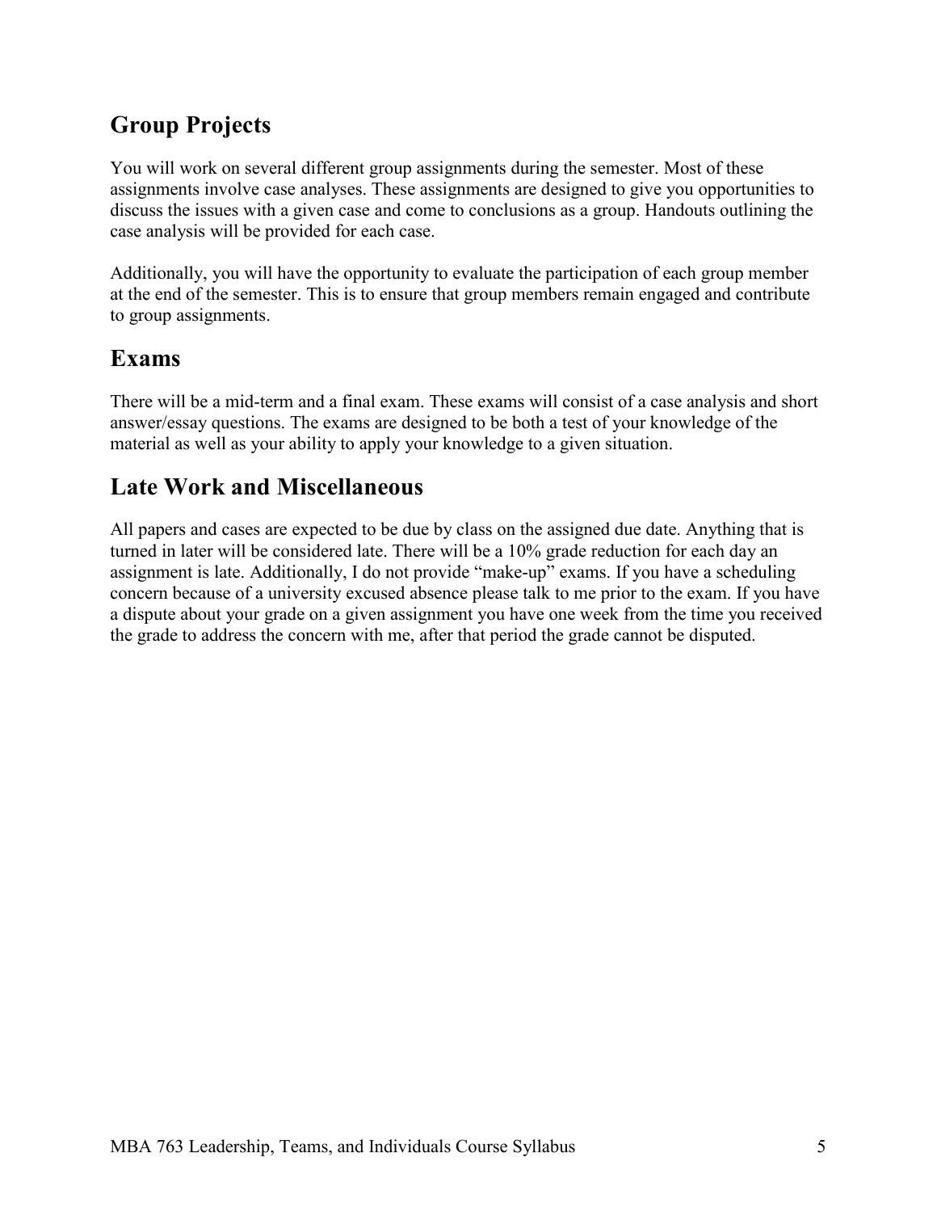## Group Projects

You will work on several different group assignments during the semester. Most of these assignments involve case analyses. These assignments are designed to give you opportunities to discuss the issues with a given case and come to conclusions as a group. Handouts outlining the case analysis will be provided for each case.

Additionally, you will have the opportunity to evaluate the participation of each group member at the end of the semester. This is to ensure that group members remain engaged and contribute to group assignments.

## Exams

There will be a mid-term and a final exam. These exams will consist of a case analysis and short answer/essay questions. The exams are designed to be both a test of your knowledge of the material as well as your ability to apply your knowledge to a given situation.

## Late Work and Miscellaneous

All papers and cases are expected to be due by class on the assigned due date. Anything that is turned in later will be considered late. There will be a 10% grade reduction for each day an assignment is late. Additionally, I do not provide "make-up" exams. If you have a scheduling concern because of a university excused absence please talk to me prior to the exam. If you have a dispute about your grade on a given assignment you have one week from the time you received the grade to address the concern with me, after that period the grade cannot be disputed.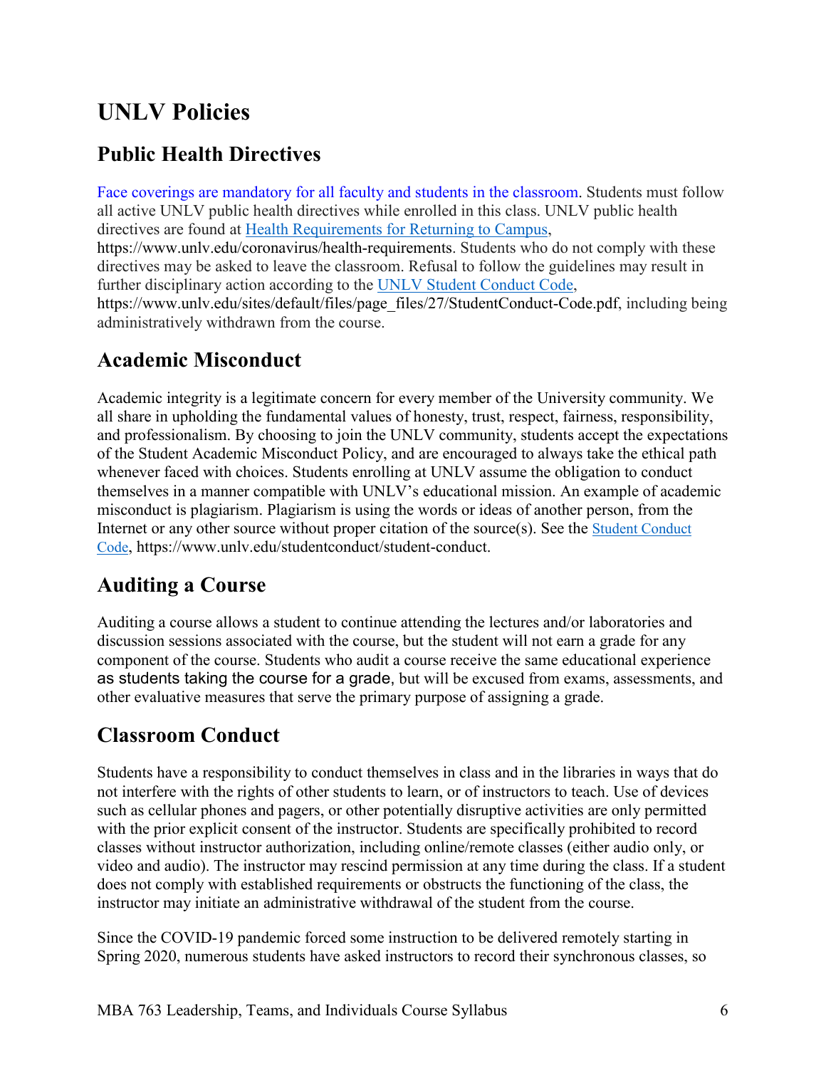# UNLV Policies

## Public Health Directives

Face coverings are mandatory for all faculty and students in the classroom. Students must follow all active UNLV public health directives while enrolled in this class. UNLV public health directives are found at [Health Requirements for Returning to Campus](https://www.unlv.edu/coronavirus/health-requirements), https://www.unlv.edu/coronavirus/health-requirements. Students who do not comply with these directives may be asked to leave the classroom. Refusal to follow the guidelines may result in further disciplinary action according to the [UNLV Student Conduct Code](https://www.unlv.edu/sites/default/files/page_files/27/StudentConduct-Code.pdf), https://www.unlv.edu/sites/default/files/page_files/27/StudentConduct-Code.pdf, including being administratively withdrawn from the course.

## Academic Misconduct

Academic integrity is a legitimate concern for every member of the University community. We all share in upholding the fundamental values of honesty, trust, respect, fairness, responsibility, and professionalism. By choosing to join the UNLV community, students accept the expectations of the Student Academic Misconduct Policy, and are encouraged to always take the ethical path whenever faced with choices. Students enrolling at UNLV assume the obligation to conduct themselves in a manner compatible with UNLV's educational mission. An example of academic misconduct is plagiarism. Plagiarism is using the words or ideas of another person, from the Internet or any other source without proper citation of the source(s). See the [Student Conduct Code](https://www.unlv.edu/studentconduct/student-conduct), https://www.unlv.edu/studentconduct/student-conduct.

## Auditing a Course

Auditing a course allows a student to continue attending the lectures and/or laboratories and discussion sessions associated with the course, but the student will not earn a grade for any component of the course. Students who audit a course receive the same educational experience as students taking the course for a grade, but will be excused from exams, assessments, and other evaluative measures that serve the primary purpose of assigning a grade.

## Classroom Conduct

Students have a responsibility to conduct themselves in class and in the libraries in ways that do not interfere with the rights of other students to learn, or of instructors to teach. Use of devices such as cellular phones and pagers, or other potentially disruptive activities are only permitted with the prior explicit consent of the instructor. Students are specifically prohibited to record classes without instructor authorization, including online/remote classes (either audio only, or video and audio). The instructor may rescind permission at any time during the class. If a student does not comply with established requirements or obstructs the functioning of the class, the instructor may initiate an administrative withdrawal of the student from the course.

Since the COVID-19 pandemic forced some instruction to be delivered remotely starting in Spring 2020, numerous students have asked instructors to record their synchronous classes, so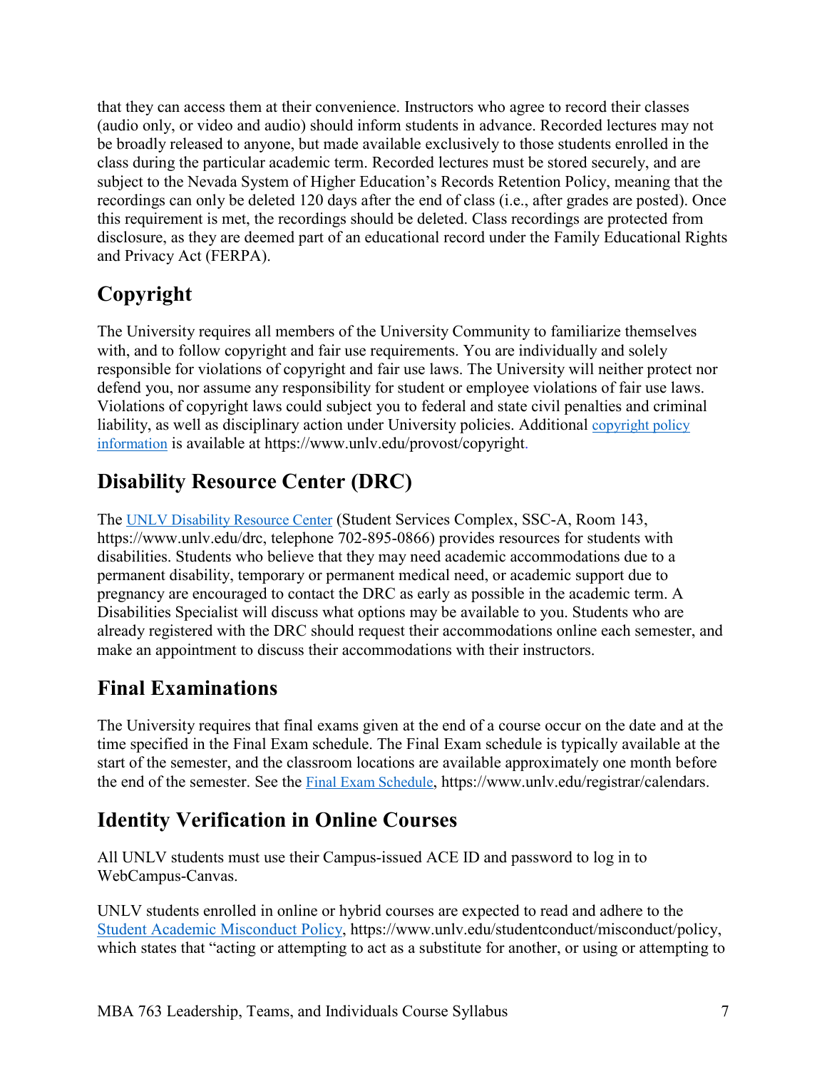that they can access them at their convenience. Instructors who agree to record their classes (audio only, or video and audio) should inform students in advance. Recorded lectures may not be broadly released to anyone, but made available exclusively to those students enrolled in the class during the particular academic term. Recorded lectures must be stored securely, and are subject to the Nevada System of Higher Education's Records Retention Policy, meaning that the recordings can only be deleted 120 days after the end of class (i.e., after grades are posted). Once this requirement is met, the recordings should be deleted. Class recordings are protected from disclosure, as they are deemed part of an educational record under the Family Educational Rights and Privacy Act (FERPA).

## Copyright

The University requires all members of the University Community to familiarize themselves with, and to follow copyright and fair use requirements. You are individually and solely responsible for violations of copyright and fair use laws. The University will neither protect nor defend you, nor assume any responsibility for student or employee violations of fair use laws. Violations of copyright laws could subject you to federal and state civil penalties and criminal liability, as well as disciplinary action under University policies. Additional copyright policy information is available at https://www.unlv.edu/provost/copyright.

## Disability Resource Center (DRC)

The UNLV Disability Resource Center (Student Services Complex, SSC-A, Room 143, https://www.unlv.edu/drc, telephone 702-895-0866) provides resources for students with disabilities. Students who believe that they may need academic accommodations due to a permanent disability, temporary or permanent medical need, or academic support due to pregnancy are encouraged to contact the DRC as early as possible in the academic term. A Disabilities Specialist will discuss what options may be available to you. Students who are already registered with the DRC should request their accommodations online each semester, and make an appointment to discuss their accommodations with their instructors.

## Final Examinations

The University requires that final exams given at the end of a course occur on the date and at the time specified in the Final Exam schedule. The Final Exam schedule is typically available at the start of the semester, and the classroom locations are available approximately one month before the end of the semester. See the Final Exam Schedule, https://www.unlv.edu/registrar/calendars.

## Identity Verification in Online Courses

All UNLV students must use their Campus-issued ACE ID and password to log in to WebCampus-Canvas.

UNLV students enrolled in online or hybrid courses are expected to read and adhere to the Student Academic Misconduct Policy, https://www.unlv.edu/studentconduct/misconduct/policy, which states that "acting or attempting to act as a substitute for another, or using or attempting to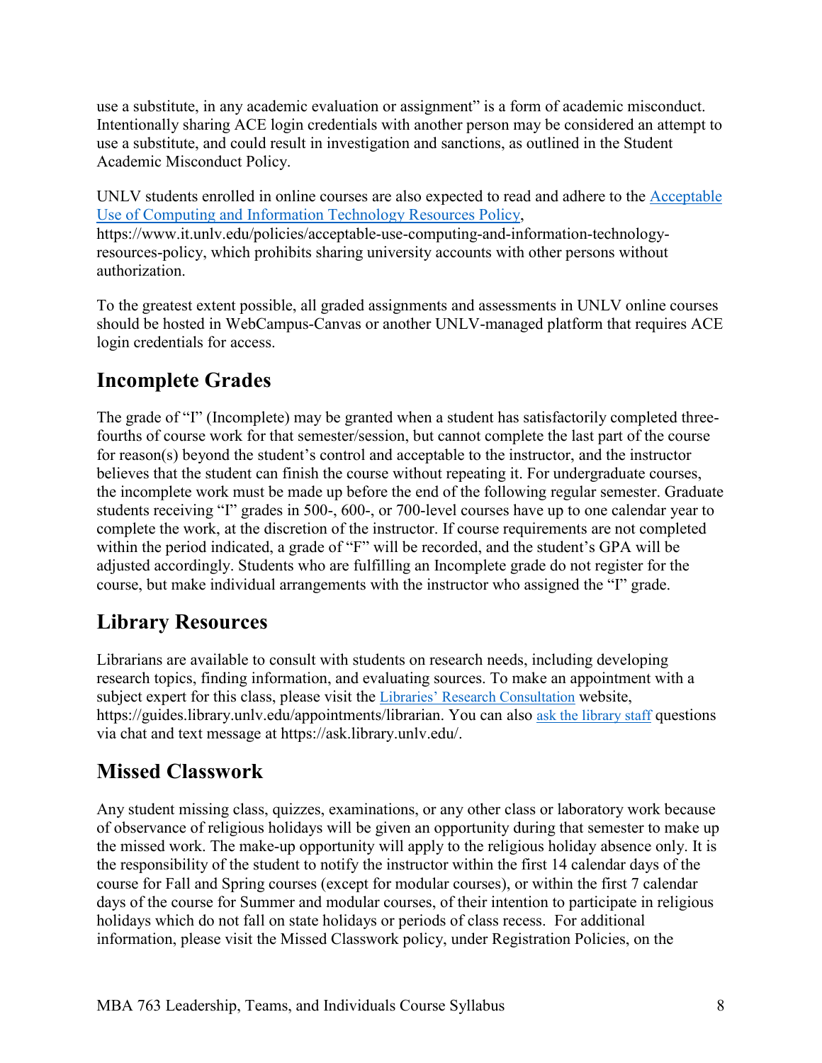use a substitute, in any academic evaluation or assignment" is a form of academic misconduct. Intentionally sharing ACE login credentials with another person may be considered an attempt to use a substitute, and could result in investigation and sanctions, as outlined in the Student Academic Misconduct Policy.

UNLV students enrolled in online courses are also expected to read and adhere to the [Acceptable Use of Computing and Information Technology Resources Policy](https://www.it.unlv.edu/policies/acceptable-use-computing-and-information-technology-resources-policy), https://www.it.unlv.edu/policies/acceptable-use-computing-and-information-technology-resources-policy, which prohibits sharing university accounts with other persons without authorization.

To the greatest extent possible, all graded assignments and assessments in UNLV online courses should be hosted in WebCampus-Canvas or another UNLV-managed platform that requires ACE login credentials for access.

## Incomplete Grades

The grade of "I" (Incomplete) may be granted when a student has satisfactorily completed three-fourths of course work for that semester/session, but cannot complete the last part of the course for reason(s) beyond the student's control and acceptable to the instructor, and the instructor believes that the student can finish the course without repeating it. For undergraduate courses, the incomplete work must be made up before the end of the following regular semester. Graduate students receiving "I" grades in 500-, 600-, or 700-level courses have up to one calendar year to complete the work, at the discretion of the instructor. If course requirements are not completed within the period indicated, a grade of "F" will be recorded, and the student's GPA will be adjusted accordingly. Students who are fulfilling an Incomplete grade do not register for the course, but make individual arrangements with the instructor who assigned the "I" grade.

## Library Resources

Librarians are available to consult with students on research needs, including developing research topics, finding information, and evaluating sources. To make an appointment with a subject expert for this class, please visit the [Libraries' Research Consultation](https://guides.library.unlv.edu/appointments/librarian) website, https://guides.library.unlv.edu/appointments/librarian. You can also [ask the library staff](https://ask.library.unlv.edu/) questions via chat and text message at https://ask.library.unlv.edu/.

## Missed Classwork

Any student missing class, quizzes, examinations, or any other class or laboratory work because of observance of religious holidays will be given an opportunity during that semester to make up the missed work. The make-up opportunity will apply to the religious holiday absence only. It is the responsibility of the student to notify the instructor within the first 14 calendar days of the course for Fall and Spring courses (except for modular courses), or within the first 7 calendar days of the course for Summer and modular courses, of their intention to participate in religious holidays which do not fall on state holidays or periods of class recess. For additional information, please visit the Missed Classwork policy, under Registration Policies, on the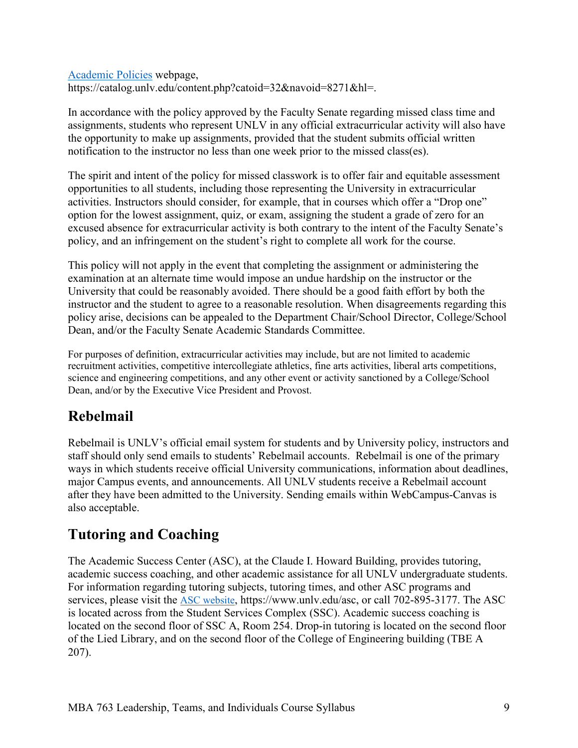[Academic Policies](https://catalog.unlv.edu/content.php?catoid=32&navoid=8271&hl=) webpage, https://catalog.unlv.edu/content.php?catoid=32&navoid=8271&hl=.

In accordance with the policy approved by the Faculty Senate regarding missed class time and assignments, students who represent UNLV in any official extracurricular activity will also have the opportunity to make up assignments, provided that the student submits official written notification to the instructor no less than one week prior to the missed class(es).

The spirit and intent of the policy for missed classwork is to offer fair and equitable assessment opportunities to all students, including those representing the University in extracurricular activities. Instructors should consider, for example, that in courses which offer a "Drop one" option for the lowest assignment, quiz, or exam, assigning the student a grade of zero for an excused absence for extracurricular activity is both contrary to the intent of the Faculty Senate's policy, and an infringement on the student's right to complete all work for the course.

This policy will not apply in the event that completing the assignment or administering the examination at an alternate time would impose an undue hardship on the instructor or the University that could be reasonably avoided. There should be a good faith effort by both the instructor and the student to agree to a reasonable resolution. When disagreements regarding this policy arise, decisions can be appealed to the Department Chair/School Director, College/School Dean, and/or the Faculty Senate Academic Standards Committee.

For purposes of definition, extracurricular activities may include, but are not limited to academic recruitment activities, competitive intercollegiate athletics, fine arts activities, liberal arts competitions, science and engineering competitions, and any other event or activity sanctioned by a College/School Dean, and/or by the Executive Vice President and Provost.

## Rebelmail

Rebelmail is UNLV's official email system for students and by University policy, instructors and staff should only send emails to students' Rebelmail accounts. Rebelmail is one of the primary ways in which students receive official University communications, information about deadlines, major Campus events, and announcements. All UNLV students receive a Rebelmail account after they have been admitted to the University. Sending emails within WebCampus-Canvas is also acceptable.

## Tutoring and Coaching

The Academic Success Center (ASC), at the Claude I. Howard Building, provides tutoring, academic success coaching, and other academic assistance for all UNLV undergraduate students. For information regarding tutoring subjects, tutoring times, and other ASC programs and services, please visit the [ASC website](https://www.unlv.edu/asc), https://www.unlv.edu/asc, or call 702-895-3177. The ASC is located across from the Student Services Complex (SSC). Academic success coaching is located on the second floor of SSC A, Room 254. Drop-in tutoring is located on the second floor of the Lied Library, and on the second floor of the College of Engineering building (TBE A 207).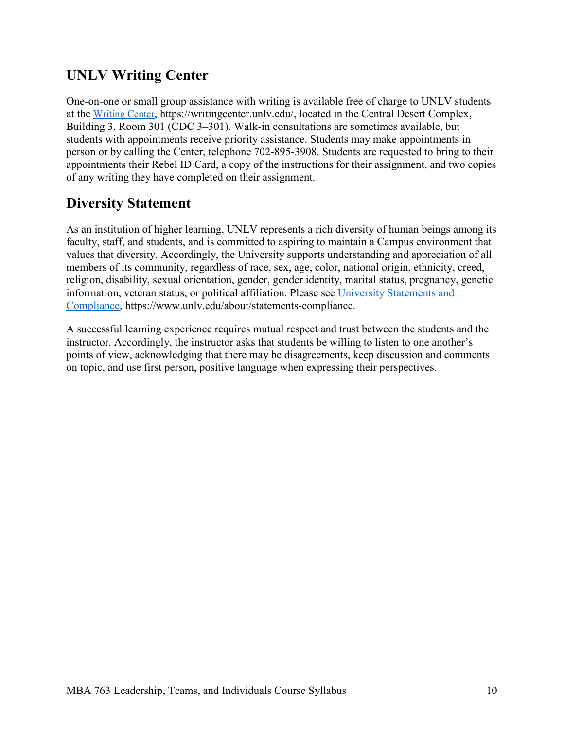## UNLV Writing Center

One-on-one or small group assistance with writing is available free of charge to UNLV students at the Writing Center, https://writingcenter.unlv.edu/, located in the Central Desert Complex, Building 3, Room 301 (CDC 3–301). Walk-in consultations are sometimes available, but students with appointments receive priority assistance. Students may make appointments in person or by calling the Center, telephone 702-895-3908. Students are requested to bring to their appointments their Rebel ID Card, a copy of the instructions for their assignment, and two copies of any writing they have completed on their assignment.

## Diversity Statement

As an institution of higher learning, UNLV represents a rich diversity of human beings among its faculty, staff, and students, and is committed to aspiring to maintain a Campus environment that values that diversity. Accordingly, the University supports understanding and appreciation of all members of its community, regardless of race, sex, age, color, national origin, ethnicity, creed, religion, disability, sexual orientation, gender, gender identity, marital status, pregnancy, genetic information, veteran status, or political affiliation. Please see University Statements and Compliance, https://www.unlv.edu/about/statements-compliance.

A successful learning experience requires mutual respect and trust between the students and the instructor. Accordingly, the instructor asks that students be willing to listen to one another's points of view, acknowledging that there may be disagreements, keep discussion and comments on topic, and use first person, positive language when expressing their perspectives.